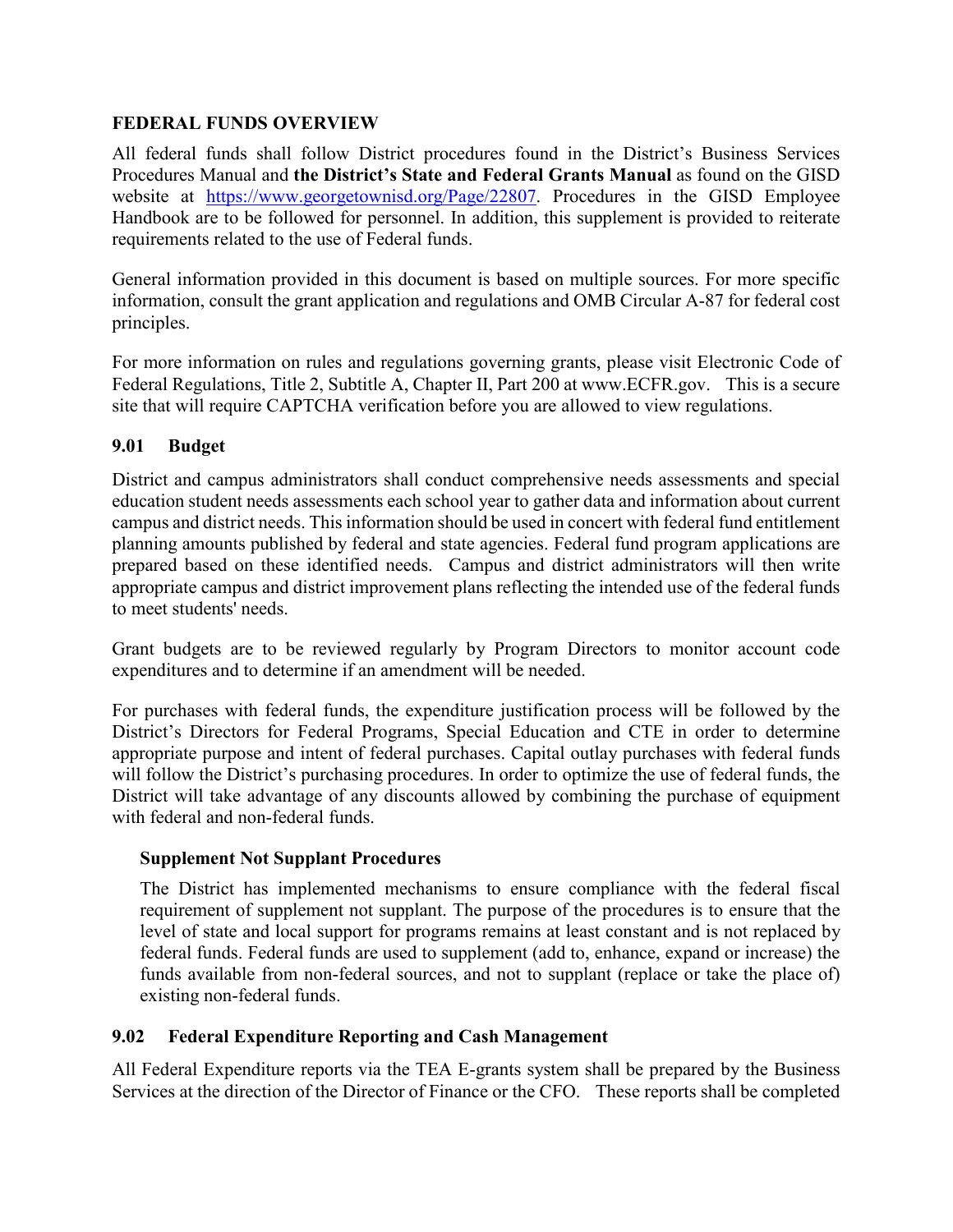## FEDERAL FUNDS OVERVIEW

All federal funds shall follow District procedures found in the District's Business Services Procedures Manual and **the District's State and Federal Grants Manual** as found on the GISD website at https://www.georgetownisd.org/Page/22807. Procedures in the GISD Employee Handbook are to be followed for personnel. In addition, this supplement is provided to reiterate requirements related to the use of Federal funds.

General information provided in this document is based on multiple sources. For more specific information, consult the grant application and regulations and OMB Circular A-87 for federal cost principles.

For more information on rules and regulations governing grants, please visit Electronic Code of Federal Regulations, Title 2, Subtitle A, Chapter II, Part 200 at www.ECFR.gov. This is a secure site that will require CAPTCHA verification before you are allowed to view regulations.

### 9.01 Budget

District and campus administrators shall conduct comprehensive needs assessments and special education student needs assessments each school year to gather data and information about current campus and district needs. This information should be used in concert with federal fund entitlement planning amounts published by federal and state agencies. Federal fund program applications are prepared based on these identified needs. Campus and district administrators will then write appropriate campus and district improvement plans reflecting the intended use of the federal funds to meet students' needs.

Grant budgets are to be reviewed regularly by Program Directors to monitor account code expenditures and to determine if an amendment will be needed.

For purchases with federal funds, the expenditure justification process will be followed by the District's Directors for Federal Programs, Special Education and CTE in order to determine appropriate purpose and intent of federal purchases. Capital outlay purchases with federal funds will follow the District's purchasing procedures. In order to optimize the use of federal funds, the District will take advantage of any discounts allowed by combining the purchase of equipment with federal and non-federal funds.

#### Supplement Not Supplant Procedures

The District has implemented mechanisms to ensure compliance with the federal fiscal requirement of supplement not supplant. The purpose of the procedures is to ensure that the level of state and local support for programs remains at least constant and is not replaced by federal funds. Federal funds are used to supplement (add to, enhance, expand or increase) the funds available from non-federal sources, and not to supplant (replace or take the place of) existing non-federal funds.

### 9.02 Federal Expenditure Reporting and Cash Management

All Federal Expenditure reports via the TEA E-grants system shall be prepared by the Business Services at the direction of the Director of Finance or the CFO. These reports shall be completed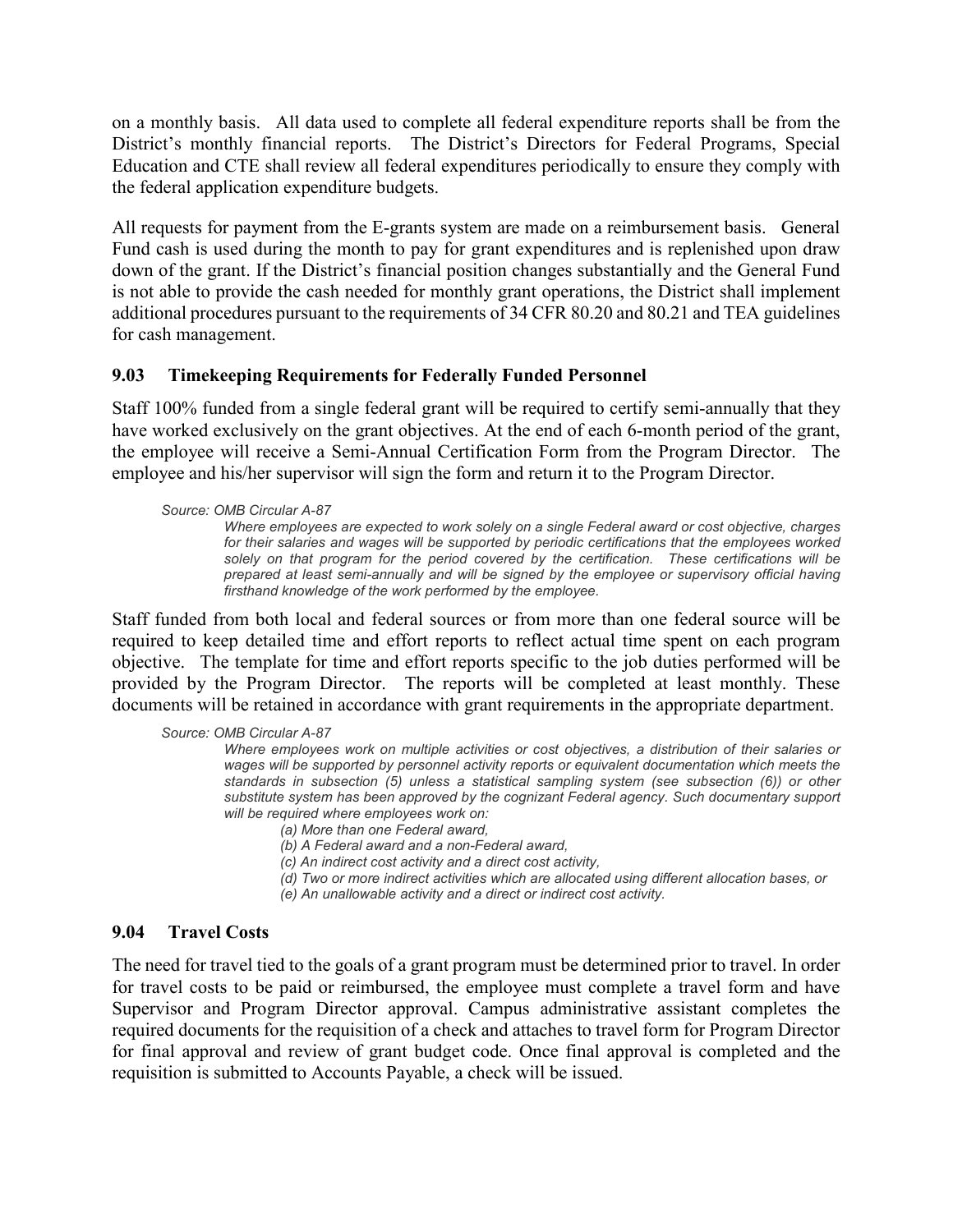on a monthly basis. All data used to complete all federal expenditure reports shall be from the District's monthly financial reports. The District's Directors for Federal Programs, Special Education and CTE shall review all federal expenditures periodically to ensure they comply with the federal application expenditure budgets.

All requests for payment from the E-grants system are made on a reimbursement basis. General Fund cash is used during the month to pay for grant expenditures and is replenished upon draw down of the grant. If the District's financial position changes substantially and the General Fund is not able to provide the cash needed for monthly grant operations, the District shall implement additional procedures pursuant to the requirements of 34 CFR 80.20 and 80.21 and TEA guidelines for cash management.

### 9.03 Timekeeping Requirements for Federally Funded Personnel

Staff 100% funded from a single federal grant will be required to certify semi-annually that they have worked exclusively on the grant objectives. At the end of each 6-month period of the grant, the employee will receive a Semi-Annual Certification Form from the Program Director. The employee and his/her supervisor will sign the form and return it to the Program Director.

*Source: OMB Circular A-87*

> *Where employees are expected to work solely on a single Federal award or cost objective, charges for their salaries and wages will be supported by periodic certifications that the employees worked solely on that program for the period covered by the certification. These certifications will be prepared at least semi-annually and will be signed by the employee or supervisory official having firsthand knowledge of the work performed by the employee.*

Staff funded from both local and federal sources or from more than one federal source will be required to keep detailed time and effort reports to reflect actual time spent on each program objective. The template for time and effort reports specific to the job duties performed will be provided by the Program Director. The reports will be completed at least monthly. These documents will be retained in accordance with grant requirements in the appropriate department.

*Source: OMB Circular A-87*

> *Where employees work on multiple activities or cost objectives, a distribution of their salaries or wages will be supported by personnel activity reports or equivalent documentation which meets the standards in subsection (5) unless a statistical sampling system (see subsection (6)) or other substitute system has been approved by the cognizant Federal agency. Such documentary support will be required where employees work on:*
>
> *(a) More than one Federal award,*
> *(b) A Federal award and a non-Federal award,*
> *(c) An indirect cost activity and a direct cost activity,*
> *(d) Two or more indirect activities which are allocated using different allocation bases, or*
> *(e) An unallowable activity and a direct or indirect cost activity.*

### 9.04 Travel Costs

The need for travel tied to the goals of a grant program must be determined prior to travel. In order for travel costs to be paid or reimbursed, the employee must complete a travel form and have Supervisor and Program Director approval. Campus administrative assistant completes the required documents for the requisition of a check and attaches to travel form for Program Director for final approval and review of grant budget code. Once final approval is completed and the requisition is submitted to Accounts Payable, a check will be issued.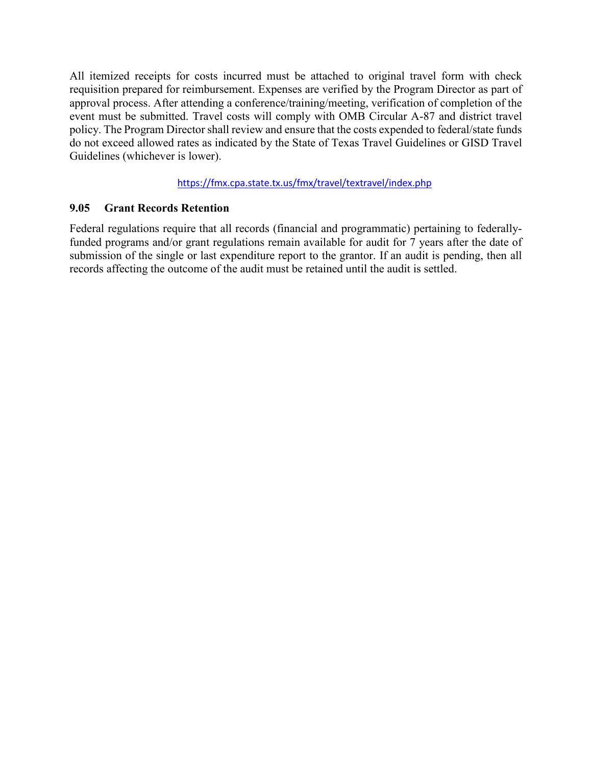All itemized receipts for costs incurred must be attached to original travel form with check requisition prepared for reimbursement. Expenses are verified by the Program Director as part of approval process. After attending a conference/training/meeting, verification of completion of the event must be submitted. Travel costs will comply with OMB Circular A-87 and district travel policy. The Program Director shall review and ensure that the costs expended to federal/state funds do not exceed allowed rates as indicated by the State of Texas Travel Guidelines or GISD Travel Guidelines (whichever is lower).

https://fmx.cpa.state.tx.us/fmx/travel/textravel/index.php

### 9.05 Grant Records Retention

Federal regulations require that all records (financial and programmatic) pertaining to federally-funded programs and/or grant regulations remain available for audit for 7 years after the date of submission of the single or last expenditure report to the grantor. If an audit is pending, then all records affecting the outcome of the audit must be retained until the audit is settled.